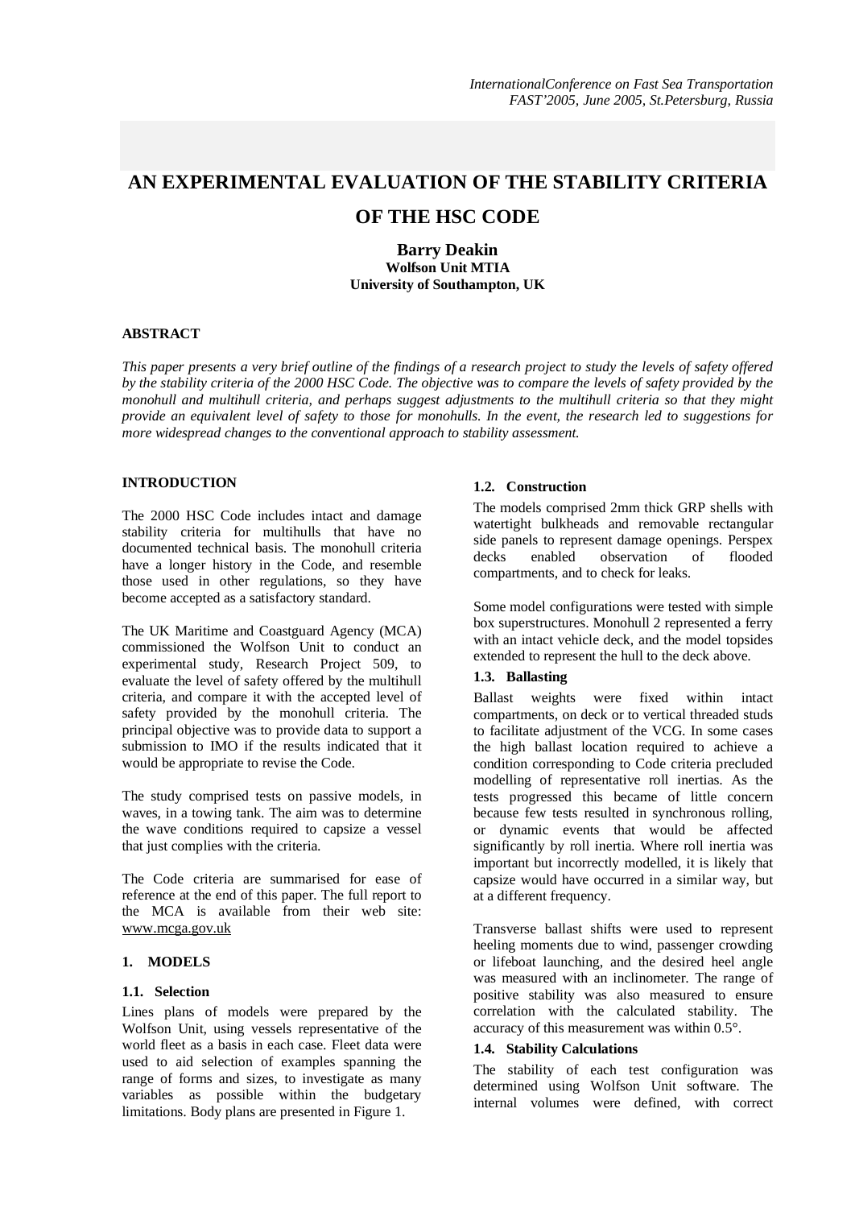# AN EXPERIMENTAL EVALUATION OF THE STABILITY CRITERIA OF THE HSC CODE

**Barry Deakin**
**Wolfson Unit MTIA**
**University of Southampton, UK**

## ABSTRACT

*This paper presents a very brief outline of the findings of a research project to study the levels of safety offered by the stability criteria of the 2000 HSC Code. The objective was to compare the levels of safety provided by the monohull and multihull criteria, and perhaps suggest adjustments to the multihull criteria so that they might provide an equivalent level of safety to those for monohulls. In the event, the research led to suggestions for more widespread changes to the conventional approach to stability assessment.*

## INTRODUCTION

The 2000 HSC Code includes intact and damage stability criteria for multihulls that have no documented technical basis. The monohull criteria have a longer history in the Code, and resemble those used in other regulations, so they have become accepted as a satisfactory standard.

The UK Maritime and Coastguard Agency (MCA) commissioned the Wolfson Unit to conduct an experimental study, Research Project 509, to evaluate the level of safety offered by the multihull criteria, and compare it with the accepted level of safety provided by the monohull criteria. The principal objective was to provide data to support a submission to IMO if the results indicated that it would be appropriate to revise the Code.

The study comprised tests on passive models, in waves, in a towing tank. The aim was to determine the wave conditions required to capsize a vessel that just complies with the criteria.

The Code criteria are summarised for ease of reference at the end of this paper. The full report to the MCA is available from their web site: www.mcga.gov.uk

## 1. MODELS

### 1.1. Selection

Lines plans of models were prepared by the Wolfson Unit, using vessels representative of the world fleet as a basis in each case. Fleet data were used to aid selection of examples spanning the range of forms and sizes, to investigate as many variables as possible within the budgetary limitations. Body plans are presented in Figure 1.

### 1.2. Construction

The models comprised 2mm thick GRP shells with watertight bulkheads and removable rectangular side panels to represent damage openings. Perspex decks enabled observation of flooded compartments, and to check for leaks.

Some model configurations were tested with simple box superstructures. Monohull 2 represented a ferry with an intact vehicle deck, and the model topsides extended to represent the hull to the deck above.

### 1.3. Ballasting

Ballast weights were fixed within intact compartments, on deck or to vertical threaded studs to facilitate adjustment of the VCG. In some cases the high ballast location required to achieve a condition corresponding to Code criteria precluded modelling of representative roll inertias. As the tests progressed this became of little concern because few tests resulted in synchronous rolling, or dynamic events that would be affected significantly by roll inertia. Where roll inertia was important but incorrectly modelled, it is likely that capsize would have occurred in a similar way, but at a different frequency.

Transverse ballast shifts were used to represent heeling moments due to wind, passenger crowding or lifeboat launching, and the desired heel angle was measured with an inclinometer. The range of positive stability was also measured to ensure correlation with the calculated stability. The accuracy of this measurement was within 0.5°.

### 1.4. Stability Calculations

The stability of each test configuration was determined using Wolfson Unit software. The internal volumes were defined, with correct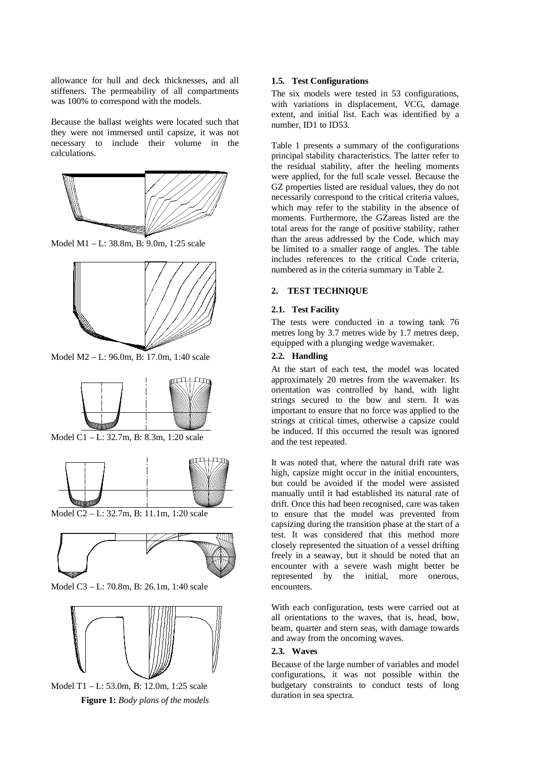allowance for hull and deck thicknesses, and all stiffeners. The permeability of all compartments was 100% to correspond with the models.

Because the ballast weights were located such that they were not immersed until capsize, it was not necessary to include their volume in the calculations.

Model M1 – L: 38.8m, B: 9.0m, 1:25 scale

Model M2 – L: 96.0m, B: 17.0m, 1:40 scale

Model C1 – L: 32.7m, B: 8.3m, 1:20 scale

Model C2 – L: 32.7m, B: 11.1m, 1:20 scale

Model C3 – L: 70.8m, B: 26.1m, 1:40 scale

Model T1 – L: 53.0m, B: 12.0m, 1:25 scale

**Figure 1:** *Body plans of the models*

### 1.5. Test Configurations

The six models were tested in 53 configurations, with variations in displacement, VCG, damage extent, and initial list. Each was identified by a number, ID1 to ID53.

Table 1 presents a summary of the configurations principal stability characteristics. The latter refer to the residual stability, after the heeling moments were applied, for the full scale vessel. Because the GZ properties listed are residual values, they do not necessarily correspond to the critical criteria values, which may refer to the stability in the absence of moments. Furthermore, the GZareas listed are the total areas for the range of positive stability, rather than the areas addressed by the Code, which may be limited to a smaller range of angles. The table includes references to the critical Code criteria, numbered as in the criteria summary in Table 2.

## 2. TEST TECHNIQUE

### 2.1. Test Facility

The tests were conducted in a towing tank 76 metres long by 3.7 metres wide by 1.7 metres deep, equipped with a plunging wedge wavemaker.

### 2.2. Handling

At the start of each test, the model was located approximately 20 metres from the wavemaker. Its orientation was controlled by hand, with light strings secured to the bow and stern. It was important to ensure that no force was applied to the strings at critical times, otherwise a capsize could be induced. If this occurred the result was ignored and the test repeated.

It was noted that, where the natural drift rate was high, capsize might occur in the initial encounters, but could be avoided if the model were assisted manually until it had established its natural rate of drift. Once this had been recognised, care was taken to ensure that the model was prevented from capsizing during the transition phase at the start of a test. It was considered that this method more closely represented the situation of a vessel drifting freely in a seaway, but it should be noted that an encounter with a severe wash might better be represented by the initial, more onerous, encounters.

With each configuration, tests were carried out at all orientations to the waves, that is, head, bow, beam, quarter and stern seas, with damage towards and away from the oncoming waves.

### 2.3. Waves

Because of the large number of variables and model configurations, it was not possible within the budgetary constraints to conduct tests of long duration in sea spectra.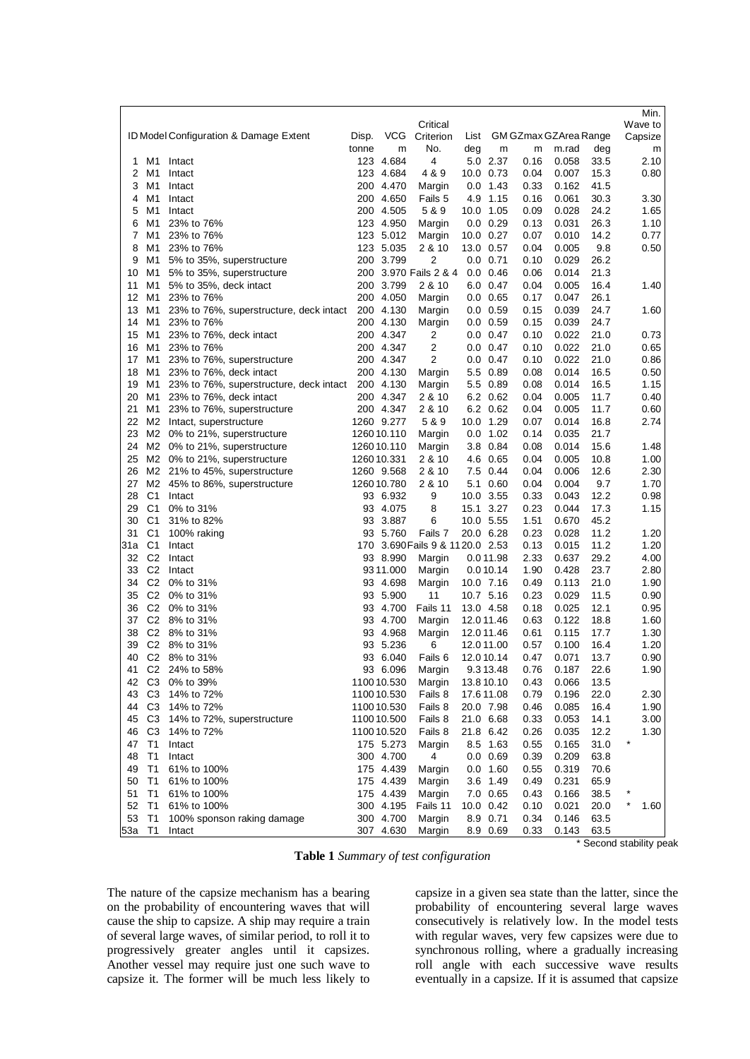| ID | Model | Configuration & Damage Extent | Disp. | VCG | Critical Criterion | List | GM | GZmax | GZArea | Range | | Min. Wave to Capsize |
|---|---|---|---|---|---|---|---|---|---|---|---|---|
| | | | tonne | m | No. | deg | m | m | m.rad | deg | | m |
| 1 | M1 | Intact | 123 | 4.684 | 4 | 5.0 | 2.37 | 0.16 | 0.058 | 33.5 | | 2.10 |
| 2 | M1 | Intact | 123 | 4.684 | 4 & 9 | 10.0 | 0.73 | 0.04 | 0.007 | 15.3 | | 0.80 |
| 3 | M1 | Intact | 200 | 4.470 | Margin | 0.0 | 1.43 | 0.33 | 0.162 | 41.5 | | |
| 4 | M1 | Intact | 200 | 4.650 | Fails 5 | 4.9 | 1.15 | 0.16 | 0.061 | 30.3 | | 3.30 |
| 5 | M1 | Intact | 200 | 4.505 | 5 & 9 | 10.0 | 1.05 | 0.09 | 0.028 | 24.2 | | 1.65 |
| 6 | M1 | 23% to 76% | 123 | 4.950 | Margin | 0.0 | 0.29 | 0.13 | 0.031 | 26.3 | | 1.10 |
| 7 | M1 | 23% to 76% | 123 | 5.012 | Margin | 10.0 | 0.27 | 0.07 | 0.010 | 14.2 | | 0.77 |
| 8 | M1 | 23% to 76% | 123 | 5.035 | 2 & 10 | 13.0 | 0.57 | 0.04 | 0.005 | 9.8 | | 0.50 |
| 9 | M1 | 5% to 35%, superstructure | 200 | 3.799 | 2 | 0.0 | 0.71 | 0.10 | 0.029 | 26.2 | | |
| 10 | M1 | 5% to 35%, superstructure | 200 | 3.970 | Fails 2 & 4 | 0.0 | 0.46 | 0.06 | 0.014 | 21.3 | | |
| 11 | M1 | 5% to 35%, deck intact | 200 | 3.799 | 2 & 10 | 6.0 | 0.47 | 0.04 | 0.005 | 16.4 | | 1.40 |
| 12 | M1 | 23% to 76% | 200 | 4.050 | Margin | 0.0 | 0.65 | 0.17 | 0.047 | 26.1 | | |
| 13 | M1 | 23% to 76%, superstructure, deck intact | 200 | 4.130 | Margin | 0.0 | 0.59 | 0.15 | 0.039 | 24.7 | | 1.60 |
| 14 | M1 | 23% to 76% | 200 | 4.130 | Margin | 0.0 | 0.59 | 0.15 | 0.039 | 24.7 | | |
| 15 | M1 | 23% to 76%, deck intact | 200 | 4.347 | 2 | 0.0 | 0.47 | 0.10 | 0.022 | 21.0 | | 0.73 |
| 16 | M1 | 23% to 76% | 200 | 4.347 | 2 | 0.0 | 0.47 | 0.10 | 0.022 | 21.0 | | 0.65 |
| 17 | M1 | 23% to 76%, superstructure | 200 | 4.347 | 2 | 0.0 | 0.47 | 0.10 | 0.022 | 21.0 | | 0.86 |
| 18 | M1 | 23% to 76%, deck intact | 200 | 4.130 | Margin | 5.5 | 0.89 | 0.08 | 0.014 | 16.5 | | 0.50 |
| 19 | M1 | 23% to 76%, superstructure, deck intact | 200 | 4.130 | Margin | 5.5 | 0.89 | 0.08 | 0.014 | 16.5 | | 1.15 |
| 20 | M1 | 23% to 76%, deck intact | 200 | 4.347 | 2 & 10 | 6.2 | 0.62 | 0.04 | 0.005 | 11.7 | | 0.40 |
| 21 | M1 | 23% to 76%, superstructure | 200 | 4.347 | 2 & 10 | 6.2 | 0.62 | 0.04 | 0.005 | 11.7 | | 0.60 |
| 22 | M2 | Intact, superstructure | 1260 | 9.277 | 5 & 9 | 10.0 | 1.29 | 0.07 | 0.014 | 16.8 | | 2.74 |
| 23 | M2 | 0% to 21%, superstructure | 1260 | 10.110 | Margin | 0.0 | 1.02 | 0.14 | 0.035 | 21.7 | | |
| 24 | M2 | 0% to 21%, superstructure | 1260 | 10.110 | Margin | 3.8 | 0.84 | 0.08 | 0.014 | 15.6 | | 1.48 |
| 25 | M2 | 0% to 21%, superstructure | 1260 | 10.331 | 2 & 10 | 4.6 | 0.65 | 0.04 | 0.005 | 10.8 | | 1.00 |
| 26 | M2 | 21% to 45%, superstructure | 1260 | 9.568 | 2 & 10 | 7.5 | 0.44 | 0.04 | 0.006 | 12.6 | | 2.30 |
| 27 | M2 | 45% to 86%, superstructure | 1260 | 10.780 | 2 & 10 | 5.1 | 0.60 | 0.04 | 0.004 | 9.7 | | 1.70 |
| 28 | C1 | Intact | 93 | 6.932 | 9 | 10.0 | 3.55 | 0.33 | 0.043 | 12.2 | | 0.98 |
| 29 | C1 | 0% to 31% | 93 | 4.075 | 8 | 15.1 | 3.27 | 0.23 | 0.044 | 17.3 | | 1.15 |
| 30 | C1 | 31% to 82% | 93 | 3.887 | 6 | 10.0 | 5.55 | 1.51 | 0.670 | 45.2 | | |
| 31 | C1 | 100% raking | 93 | 5.760 | Fails 7 | 20.0 | 6.28 | 0.23 | 0.028 | 11.2 | | 1.20 |
| 31a | C1 | Intact | 170 | 3.690 | Fails 9 & 11 | 20.0 | 2.53 | 0.13 | 0.015 | 11.2 | | 1.20 |
| 32 | C2 | Intact | 93 | 8.990 | Margin | 0.0 | 11.98 | 2.33 | 0.637 | 29.2 | | 4.00 |
| 33 | C2 | Intact | 93 | 11.000 | Margin | 0.0 | 10.14 | 1.90 | 0.428 | 23.7 | | 2.80 |
| 34 | C2 | 0% to 31% | 93 | 4.698 | Margin | 10.0 | 7.16 | 0.49 | 0.113 | 21.0 | | 1.90 |
| 35 | C2 | 0% to 31% | 93 | 5.900 | 11 | 10.7 | 5.16 | 0.23 | 0.029 | 11.5 | | 0.90 |
| 36 | C2 | 0% to 31% | 93 | 4.700 | Fails 11 | 13.0 | 4.58 | 0.18 | 0.025 | 12.1 | | 0.95 |
| 37 | C2 | 8% to 31% | 93 | 4.700 | Margin | 12.0 | 11.46 | 0.63 | 0.122 | 18.8 | | 1.60 |
| 38 | C2 | 8% to 31% | 93 | 4.968 | Margin | 12.0 | 11.46 | 0.61 | 0.115 | 17.7 | | 1.30 |
| 39 | C2 | 8% to 31% | 93 | 5.236 | 6 | 12.0 | 11.00 | 0.57 | 0.100 | 16.4 | | 1.20 |
| 40 | C2 | 8% to 31% | 93 | 6.040 | Fails 6 | 12.0 | 10.14 | 0.47 | 0.071 | 13.7 | | 0.90 |
| 41 | C2 | 24% to 58% | 93 | 6.096 | Margin | 9.3 | 13.48 | 0.76 | 0.187 | 22.6 | | 1.90 |
| 42 | C3 | 0% to 39% | 1100 | 10.530 | Margin | 13.8 | 10.10 | 0.43 | 0.066 | 13.5 | | |
| 43 | C3 | 14% to 72% | 1100 | 10.530 | Fails 8 | 17.6 | 11.08 | 0.79 | 0.196 | 22.0 | | 2.30 |
| 44 | C3 | 14% to 72% | 1100 | 10.530 | Fails 8 | 20.0 | 7.98 | 0.46 | 0.085 | 16.4 | | 1.90 |
| 45 | C3 | 14% to 72%, superstructure | 1100 | 10.500 | Fails 8 | 21.0 | 6.68 | 0.33 | 0.053 | 14.1 | | 3.00 |
| 46 | C3 | 14% to 72% | 1100 | 10.520 | Fails 8 | 21.8 | 6.42 | 0.26 | 0.035 | 12.2 | | 1.30 |
| 47 | T1 | Intact | 175 | 5.273 | Margin | 8.5 | 1.63 | 0.55 | 0.165 | 31.0 | * | |
| 48 | T1 | Intact | 300 | 4.700 | 4 | 0.0 | 0.69 | 0.39 | 0.209 | 63.8 | | |
| 49 | T1 | 61% to 100% | 175 | 4.439 | Margin | 0.0 | 1.60 | 0.55 | 0.319 | 70.6 | | |
| 50 | T1 | 61% to 100% | 175 | 4.439 | Margin | 3.6 | 1.49 | 0.49 | 0.231 | 65.9 | | |
| 51 | T1 | 61% to 100% | 175 | 4.439 | Margin | 7.0 | 0.65 | 0.43 | 0.166 | 38.5 | * | |
| 52 | T1 | 61% to 100% | 300 | 4.195 | Fails 11 | 10.0 | 0.42 | 0.10 | 0.021 | 20.0 | * | 1.60 |
| 53 | T1 | 100% sponson raking damage | 300 | 4.700 | Margin | 8.9 | 0.71 | 0.34 | 0.146 | 63.5 | | |
| 53a | T1 | Intact | 307 | 4.630 | Margin | 8.9 | 0.69 | 0.33 | 0.143 | 63.5 | | |

\* Second stability peak

**Table 1** *Summary of test configuration*

The nature of the capsize mechanism has a bearing on the probability of encountering waves that will cause the ship to capsize. A ship may require a train of several large waves, of similar period, to roll it to progressively greater angles until it capsizes. Another vessel may require just one such wave to capsize it. The former will be much less likely to capsize in a given sea state than the latter, since the probability of encountering several large waves consecutively is relatively low. In the model tests with regular waves, very few capsizes were due to synchronous rolling, where a gradually increasing roll angle with each successive wave results eventually in a capsize. If it is assumed that capsize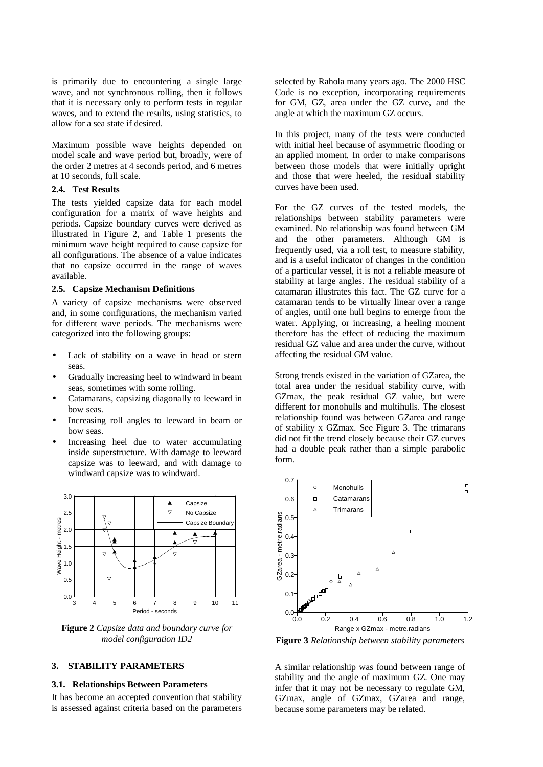is primarily due to encountering a single large wave, and not synchronous rolling, then it follows that it is necessary only to perform tests in regular waves, and to extend the results, using statistics, to allow for a sea state if desired.

Maximum possible wave heights depended on model scale and wave period but, broadly, were of the order 2 metres at 4 seconds period, and 6 metres at 10 seconds, full scale.

### 2.4. Test Results

The tests yielded capsize data for each model configuration for a matrix of wave heights and periods. Capsize boundary curves were derived as illustrated in Figure 2, and Table 1 presents the minimum wave height required to cause capsize for all configurations. The absence of a value indicates that no capsize occurred in the range of waves available.

### 2.5. Capsize Mechanism Definitions

A variety of capsize mechanisms were observed and, in some configurations, the mechanism varied for different wave periods. The mechanisms were categorized into the following groups:

- Lack of stability on a wave in head or stern seas.
- Gradually increasing heel to windward in beam seas, sometimes with some rolling.
- Catamarans, capsizing diagonally to leeward in bow seas.
- Increasing roll angles to leeward in beam or bow seas.
- Increasing heel due to water accumulating inside superstructure. With damage to leeward capsize was to leeward, and with damage to windward capsize was to windward.

**Figure 2** *Capsize data and boundary curve for model configuration ID2*

## 3. STABILITY PARAMETERS

### 3.1. Relationships Between Parameters

It has become an accepted convention that stability is assessed against criteria based on the parameters selected by Rahola many years ago. The 2000 HSC Code is no exception, incorporating requirements for GM, GZ, area under the GZ curve, and the angle at which the maximum GZ occurs.

In this project, many of the tests were conducted with initial heel because of asymmetric flooding or an applied moment. In order to make comparisons between those models that were initially upright and those that were heeled, the residual stability curves have been used.

For the GZ curves of the tested models, the relationships between stability parameters were examined. No relationship was found between GM and the other parameters. Although GM is frequently used, via a roll test, to measure stability, and is a useful indicator of changes in the condition of a particular vessel, it is not a reliable measure of stability at large angles. The residual stability of a catamaran illustrates this fact. The GZ curve for a catamaran tends to be virtually linear over a range of angles, until one hull begins to emerge from the water. Applying, or increasing, a heeling moment therefore has the effect of reducing the maximum residual GZ value and area under the curve, without affecting the residual GM value.

Strong trends existed in the variation of GZarea, the total area under the residual stability curve, with GZmax, the peak residual GZ value, but were different for monohulls and multihulls. The closest relationship found was between GZarea and range of stability x GZmax. See Figure 3. The trimarans did not fit the trend closely because their GZ curves had a double peak rather than a simple parabolic form.

**Figure 3** *Relationship between stability parameters*

A similar relationship was found between range of stability and the angle of maximum GZ. One may infer that it may not be necessary to regulate GM, GZmax, angle of GZmax, GZarea and range, because some parameters may be related.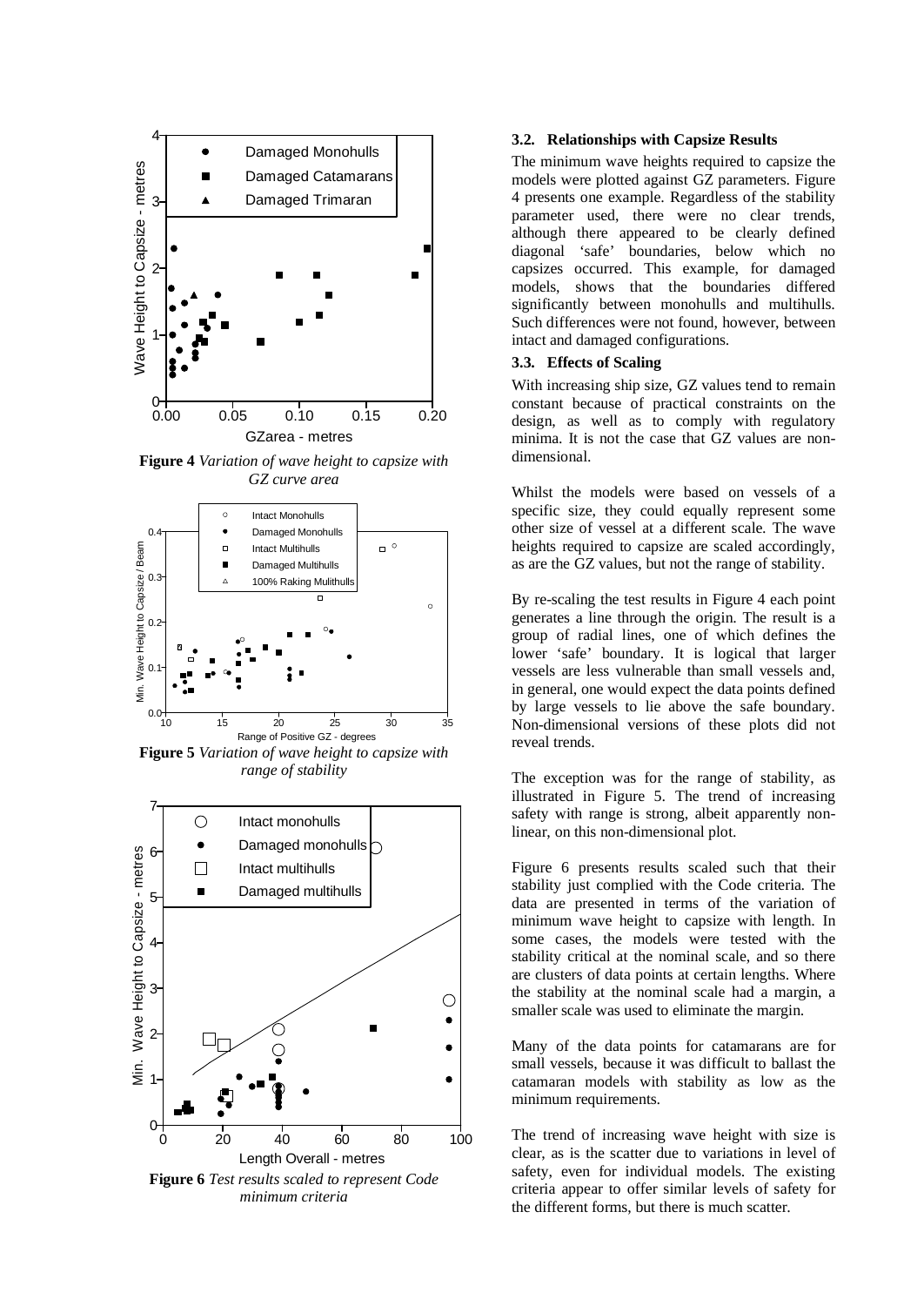**Figure 4** *Variation of wave height to capsize with GZ curve area*

**Figure 5** *Variation of wave height to capsize with range of stability*

**Figure 6** *Test results scaled to represent Code minimum criteria*

### 3.2. Relationships with Capsize Results

The minimum wave heights required to capsize the models were plotted against GZ parameters. Figure 4 presents one example. Regardless of the stability parameter used, there were no clear trends, although there appeared to be clearly defined diagonal 'safe' boundaries, below which no capsizes occurred. This example, for damaged models, shows that the boundaries differed significantly between monohulls and multihulls. Such differences were not found, however, between intact and damaged configurations.

### 3.3. Effects of Scaling

With increasing ship size, GZ values tend to remain constant because of practical constraints on the design, as well as to comply with regulatory minima. It is not the case that GZ values are non-dimensional.

Whilst the models were based on vessels of a specific size, they could equally represent some other size of vessel at a different scale. The wave heights required to capsize are scaled accordingly, as are the GZ values, but not the range of stability.

By re-scaling the test results in Figure 4 each point generates a line through the origin. The result is a group of radial lines, one of which defines the lower 'safe' boundary. It is logical that larger vessels are less vulnerable than small vessels and, in general, one would expect the data points defined by large vessels to lie above the safe boundary. Non-dimensional versions of these plots did not reveal trends.

The exception was for the range of stability, as illustrated in Figure 5. The trend of increasing safety with range is strong, albeit apparently non-linear, on this non-dimensional plot.

Figure 6 presents results scaled such that their stability just complied with the Code criteria. The data are presented in terms of the variation of minimum wave height to capsize with length. In some cases, the models were tested with the stability critical at the nominal scale, and so there are clusters of data points at certain lengths. Where the stability at the nominal scale had a margin, a smaller scale was used to eliminate the margin.

Many of the data points for catamarans are for small vessels, because it was difficult to ballast the catamaran models with stability as low as the minimum requirements.

The trend of increasing wave height with size is clear, as is the scatter due to variations in level of safety, even for individual models. The existing criteria appear to offer similar levels of safety for the different forms, but there is much scatter.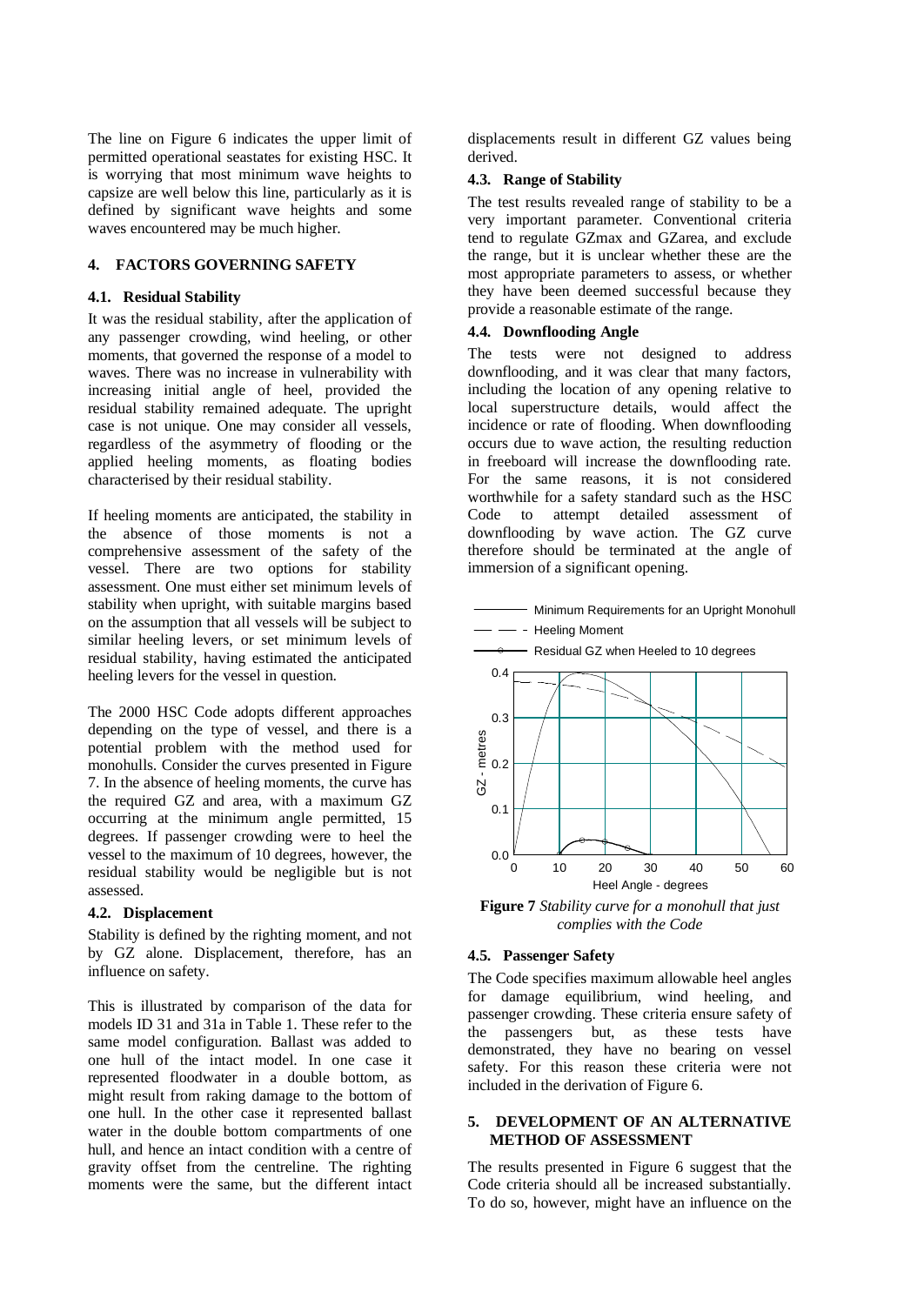The line on Figure 6 indicates the upper limit of permitted operational seastates for existing HSC. It is worrying that most minimum wave heights to capsize are well below this line, particularly as it is defined by significant wave heights and some waves encountered may be much higher.

## 4. FACTORS GOVERNING SAFETY

### 4.1. Residual Stability

It was the residual stability, after the application of any passenger crowding, wind heeling, or other moments, that governed the response of a model to waves. There was no increase in vulnerability with increasing initial angle of heel, provided the residual stability remained adequate. The upright case is not unique. One may consider all vessels, regardless of the asymmetry of flooding or the applied heeling moments, as floating bodies characterised by their residual stability.

If heeling moments are anticipated, the stability in the absence of those moments is not a comprehensive assessment of the safety of the vessel. There are two options for stability assessment. One must either set minimum levels of stability when upright, with suitable margins based on the assumption that all vessels will be subject to similar heeling levers, or set minimum levels of residual stability, having estimated the anticipated heeling levers for the vessel in question.

The 2000 HSC Code adopts different approaches depending on the type of vessel, and there is a potential problem with the method used for monohulls. Consider the curves presented in Figure 7. In the absence of heeling moments, the curve has the required GZ and area, with a maximum GZ occurring at the minimum angle permitted, 15 degrees. If passenger crowding were to heel the vessel to the maximum of 10 degrees, however, the residual stability would be negligible but is not assessed.

### 4.2. Displacement

Stability is defined by the righting moment, and not by GZ alone. Displacement, therefore, has an influence on safety.

This is illustrated by comparison of the data for models ID 31 and 31a in Table 1. These refer to the same model configuration. Ballast was added to one hull of the intact model. In one case it represented floodwater in a double bottom, as might result from raking damage to the bottom of one hull. In the other case it represented ballast water in the double bottom compartments of one hull, and hence an intact condition with a centre of gravity offset from the centreline. The righting moments were the same, but the different intact displacements result in different GZ values being derived.

### 4.3. Range of Stability

The test results revealed range of stability to be a very important parameter. Conventional criteria tend to regulate GZmax and GZarea, and exclude the range, but it is unclear whether these are the most appropriate parameters to assess, or whether they have been deemed successful because they provide a reasonable estimate of the range.

### 4.4. Downflooding Angle

The tests were not designed to address downflooding, and it was clear that many factors, including the location of any opening relative to local superstructure details, would affect the incidence or rate of flooding. When downflooding occurs due to wave action, the resulting reduction in freeboard will increase the downflooding rate. For the same reasons, it is not considered worthwhile for a safety standard such as the HSC Code to attempt detailed assessment of downflooding by wave action. The GZ curve therefore should be terminated at the angle of immersion of a significant opening.

**Figure 7** *Stability curve for a monohull that just complies with the Code*

### 4.5. Passenger Safety

The Code specifies maximum allowable heel angles for damage equilibrium, wind heeling, and passenger crowding. These criteria ensure safety of the passengers but, as these tests have demonstrated, they have no bearing on vessel safety. For this reason these criteria were not included in the derivation of Figure 6.

## 5. DEVELOPMENT OF AN ALTERNATIVE METHOD OF ASSESSMENT

The results presented in Figure 6 suggest that the Code criteria should all be increased substantially. To do so, however, might have an influence on the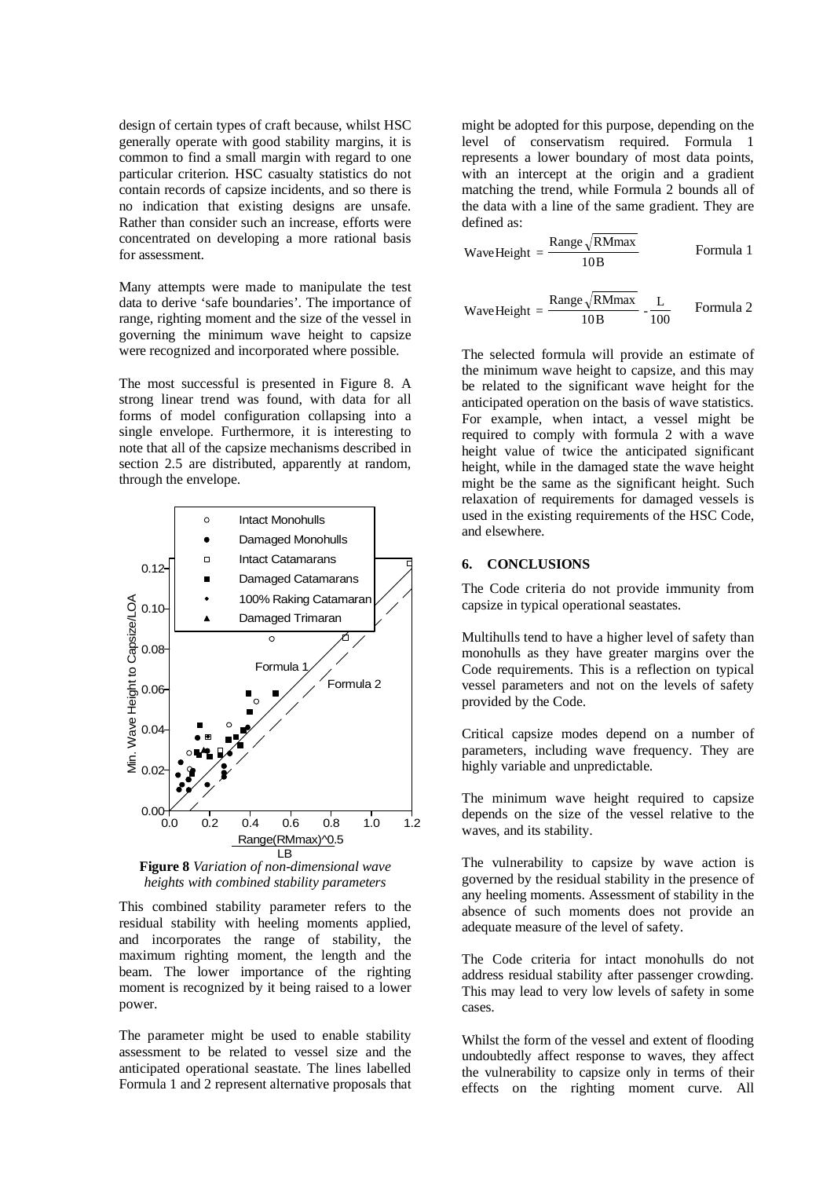design of certain types of craft because, whilst HSC generally operate with good stability margins, it is common to find a small margin with regard to one particular criterion. HSC casualty statistics do not contain records of capsize incidents, and so there is no indication that existing designs are unsafe. Rather than consider such an increase, efforts were concentrated on developing a more rational basis for assessment.

Many attempts were made to manipulate the test data to derive 'safe boundaries'. The importance of range, righting moment and the size of the vessel in governing the minimum wave height to capsize were recognized and incorporated where possible.

The most successful is presented in Figure 8. A strong linear trend was found, with data for all forms of model configuration collapsing into a single envelope. Furthermore, it is interesting to note that all of the capsize mechanisms described in section 2.5 are distributed, apparently at random, through the envelope.

**Figure 8** *Variation of non-dimensional wave heights with combined stability parameters*

This combined stability parameter refers to the residual stability with heeling moments applied, and incorporates the range of stability, the maximum righting moment, the length and the beam. The lower importance of the righting moment is recognized by it being raised to a lower power.

The parameter might be used to enable stability assessment to be related to vessel size and the anticipated operational seastate. The lines labelled Formula 1 and 2 represent alternative proposals that might be adopted for this purpose, depending on the level of conservatism required. Formula 1 represents a lower boundary of most data points, with an intercept at the origin and a gradient matching the trend, while Formula 2 bounds all of the data with a line of the same gradient. They are defined as:

$$\text{Wave Height} = \frac{\text{Range}\sqrt{\text{RMmax}}}{10\text{B}} \qquad \text{Formula 1}$$

$$\text{Wave Height} = \frac{\text{Range}\sqrt{\text{RMmax}}}{10\text{B}} - \frac{\text{L}}{100} \qquad \text{Formula 2}$$

The selected formula will provide an estimate of the minimum wave height to capsize, and this may be related to the significant wave height for the anticipated operation on the basis of wave statistics. For example, when intact, a vessel might be required to comply with formula 2 with a wave height value of twice the anticipated significant height, while in the damaged state the wave height might be the same as the significant height. Such relaxation of requirements for damaged vessels is used in the existing requirements of the HSC Code, and elsewhere.

## 6. CONCLUSIONS

The Code criteria do not provide immunity from capsize in typical operational seastates.

Multihulls tend to have a higher level of safety than monohulls as they have greater margins over the Code requirements. This is a reflection on typical vessel parameters and not on the levels of safety provided by the Code.

Critical capsize modes depend on a number of parameters, including wave frequency. They are highly variable and unpredictable.

The minimum wave height required to capsize depends on the size of the vessel relative to the waves, and its stability.

The vulnerability to capsize by wave action is governed by the residual stability in the presence of any heeling moments. Assessment of stability in the absence of such moments does not provide an adequate measure of the level of safety.

The Code criteria for intact monohulls do not address residual stability after passenger crowding. This may lead to very low levels of safety in some cases.

Whilst the form of the vessel and extent of flooding undoubtedly affect response to waves, they affect the vulnerability to capsize only in terms of their effects on the righting moment curve. All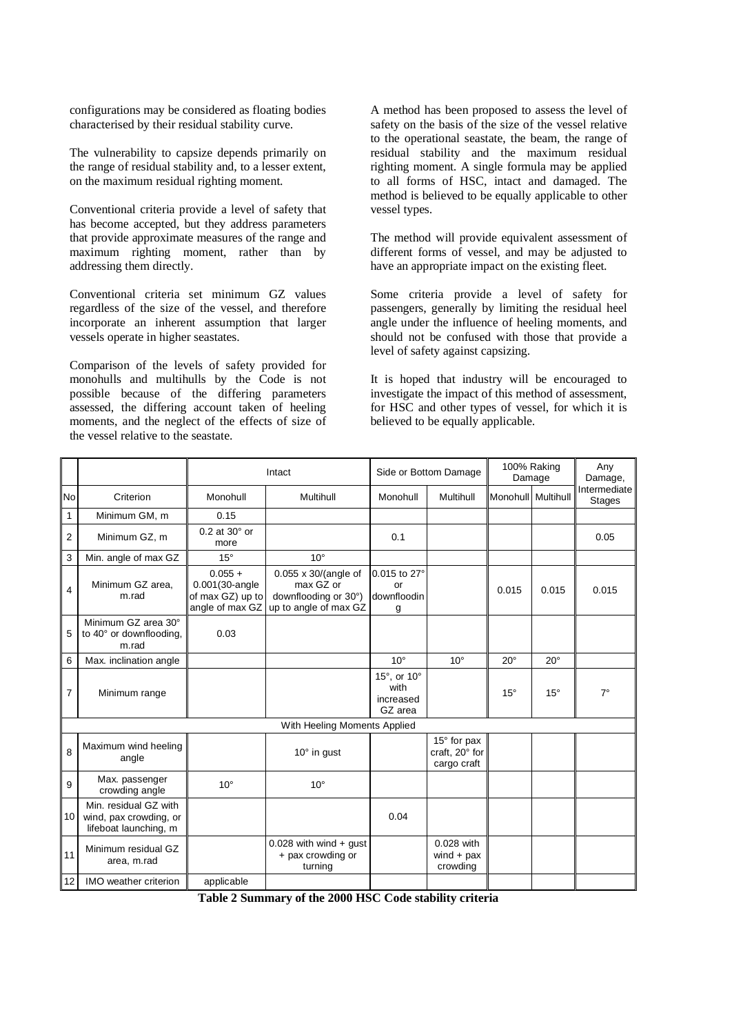configurations may be considered as floating bodies characterised by their residual stability curve.

The vulnerability to capsize depends primarily on the range of residual stability and, to a lesser extent, on the maximum residual righting moment.

Conventional criteria provide a level of safety that has become accepted, but they address parameters that provide approximate measures of the range and maximum righting moment, rather than by addressing them directly.

Conventional criteria set minimum GZ values regardless of the size of the vessel, and therefore incorporate an inherent assumption that larger vessels operate in higher seastates.

Comparison of the levels of safety provided for monohulls and multihulls by the Code is not possible because of the differing parameters assessed, the differing account taken of heeling moments, and the neglect of the effects of size of the vessel relative to the seastate.

A method has been proposed to assess the level of safety on the basis of the size of the vessel relative to the operational seastate, the beam, the range of residual stability and the maximum residual righting moment. A single formula may be applied to all forms of HSC, intact and damaged. The method is believed to be equally applicable to other vessel types.

The method will provide equivalent assessment of different forms of vessel, and may be adjusted to have an appropriate impact on the existing fleet.

Some criteria provide a level of safety for passengers, generally by limiting the residual heel angle under the influence of heeling moments, and should not be confused with those that provide a level of safety against capsizing.

It is hoped that industry will be encouraged to investigate the impact of this method of assessment, for HSC and other types of vessel, for which it is believed to be equally applicable.

| | | Intact | | Side or Bottom Damage | | 100% Raking Damage | | Any Damage, Intermediate Stages |
|---|---|---|---|---|---|---|---|---|
| No | Criterion | Monohull | Multihull | Monohull | Multihull | Monohull | Multihull | |
| 1 | Minimum GM, m | 0.15 | | | | | | |
| 2 | Minimum GZ, m | 0.2 at 30° or more | | 0.1 | | | | 0.05 |
| 3 | Min. angle of max GZ | 15° | 10° | | | | | |
| 4 | Minimum GZ area, m.rad | 0.055 + 0.001(30-angle of max GZ) up to angle of max GZ | 0.055 x 30/(angle of max GZ or downflooding or 30°) up to angle of max GZ | 0.015 to 27° or downflooding | | 0.015 | 0.015 | 0.015 |
| 5 | Minimum GZ area 30° to 40° or downflooding, m.rad | 0.03 | | | | | | |
| 6 | Max. inclination angle | | | 10° | 10° | 20° | 20° | |
| 7 | Minimum range | | | 15°, or 10° with increased GZ area | | 15° | 15° | 7° |
| | With Heeling Moments Applied | | | | | | | |
| 8 | Maximum wind heeling angle | | 10° in gust | | 15° for pax craft, 20° for cargo craft | | | |
| 9 | Max. passenger crowding angle | 10° | 10° | | | | | |
| 10 | Min. residual GZ with wind, pax crowding, or lifeboat launching, m | | | 0.04 | | | | |
| 11 | Minimum residual GZ area, m.rad | | 0.028 with wind + gust + pax crowding or turning | | 0.028 with wind + pax crowding | | | |
| 12 | IMO weather criterion | applicable | | | | | | |

**Table 2 Summary of the 2000 HSC Code stability criteria**